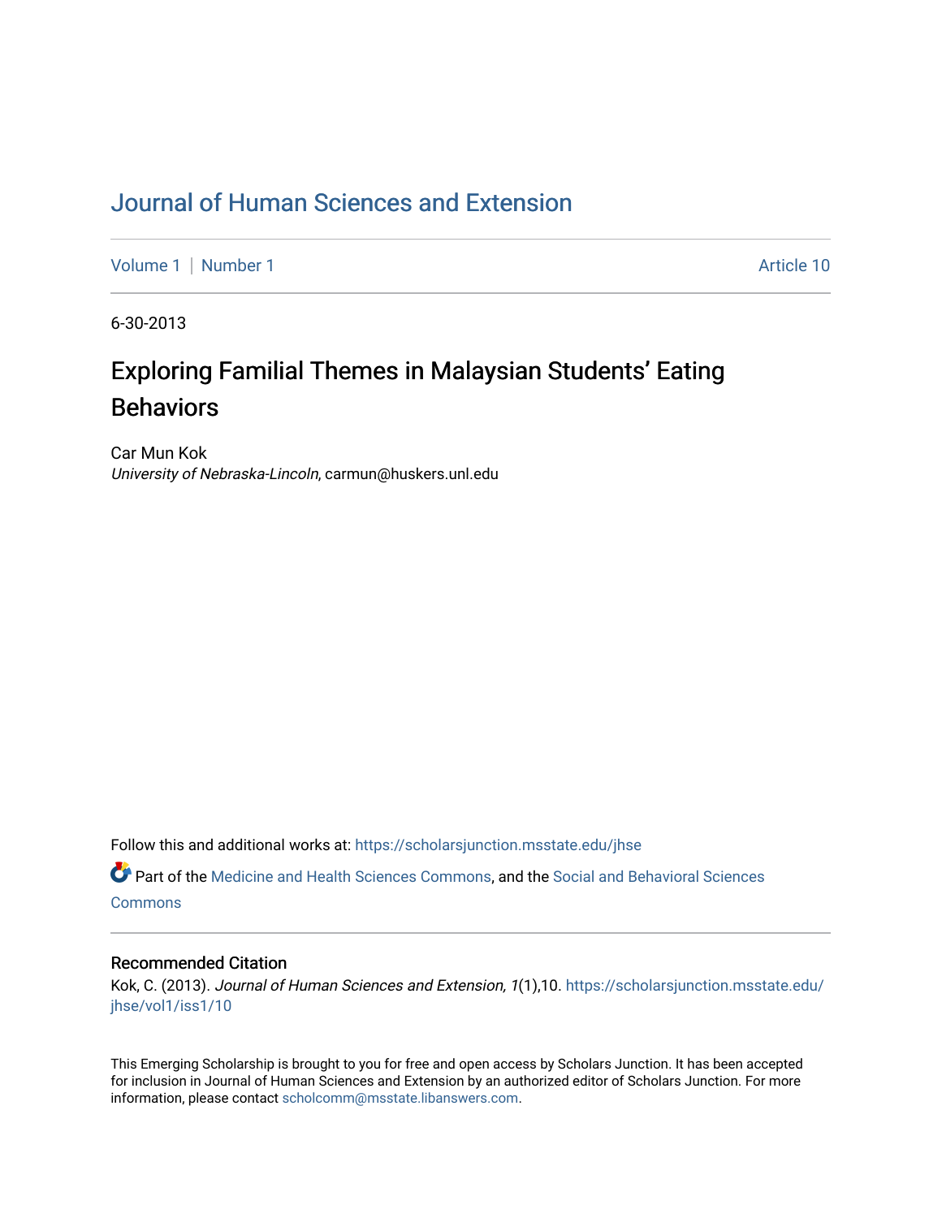# Journal of Human Sciences and Extension

Volume 1 | Number 1 Article 10

6-30-2013

## Exploring Familial Themes in Malaysian Students' Eating Behaviors

Car Mun Kok
*University of Nebraska-Lincoln*, carmun@huskers.unl.edu

Follow this and additional works at: https://scholarsjunction.msstate.edu/jhse

Part of the Medicine and Health Sciences Commons, and the Social and Behavioral Sciences Commons

### Recommended Citation

Kok, C. (2013). *Journal of Human Sciences and Extension, 1*(1),10. https://scholarsjunction.msstate.edu/jhse/vol1/iss1/10

This Emerging Scholarship is brought to you for free and open access by Scholars Junction. It has been accepted for inclusion in Journal of Human Sciences and Extension by an authorized editor of Scholars Junction. For more information, please contact scholcomm@msstate.libanswers.com.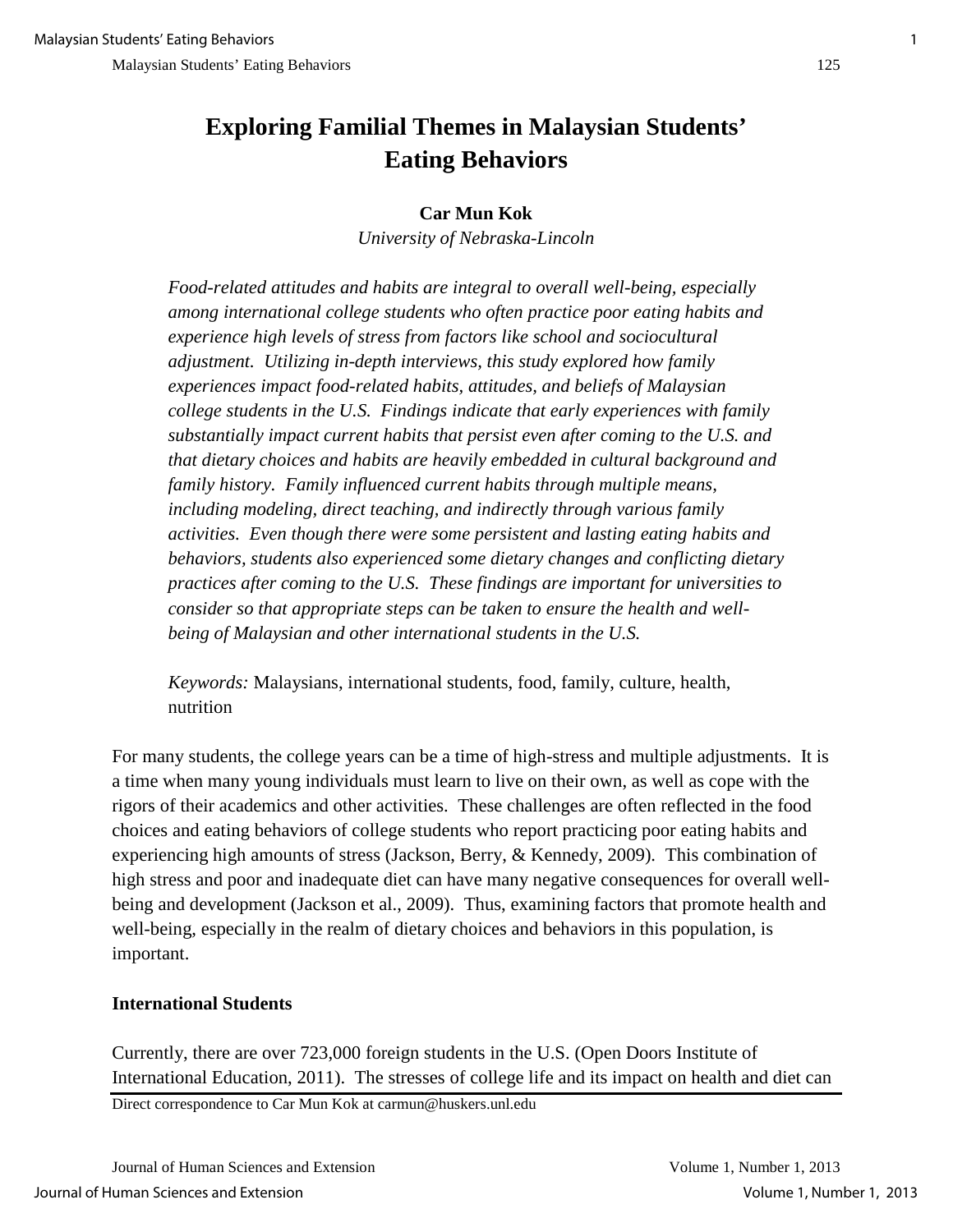# Exploring Familial Themes in Malaysian Students' Eating Behaviors

**Car Mun Kok**
*University of Nebraska-Lincoln*

*Food-related attitudes and habits are integral to overall well-being, especially among international college students who often practice poor eating habits and experience high levels of stress from factors like school and sociocultural adjustment. Utilizing in-depth interviews, this study explored how family experiences impact food-related habits, attitudes, and beliefs of Malaysian college students in the U.S. Findings indicate that early experiences with family substantially impact current habits that persist even after coming to the U.S. and that dietary choices and habits are heavily embedded in cultural background and family history. Family influenced current habits through multiple means, including modeling, direct teaching, and indirectly through various family activities. Even though there were some persistent and lasting eating habits and behaviors, students also experienced some dietary changes and conflicting dietary practices after coming to the U.S. These findings are important for universities to consider so that appropriate steps can be taken to ensure the health and well-being of Malaysian and other international students in the U.S.*

*Keywords:* Malaysians, international students, food, family, culture, health, nutrition

For many students, the college years can be a time of high-stress and multiple adjustments. It is a time when many young individuals must learn to live on their own, as well as cope with the rigors of their academics and other activities. These challenges are often reflected in the food choices and eating behaviors of college students who report practicing poor eating habits and experiencing high amounts of stress (Jackson, Berry, & Kennedy, 2009). This combination of high stress and poor and inadequate diet can have many negative consequences for overall well-being and development (Jackson et al., 2009). Thus, examining factors that promote health and well-being, especially in the realm of dietary choices and behaviors in this population, is important.

## International Students

Currently, there are over 723,000 foreign students in the U.S. (Open Doors Institute of International Education, 2011). The stresses of college life and its impact on health and diet can

Direct correspondence to Car Mun Kok at carmun@huskers.unl.edu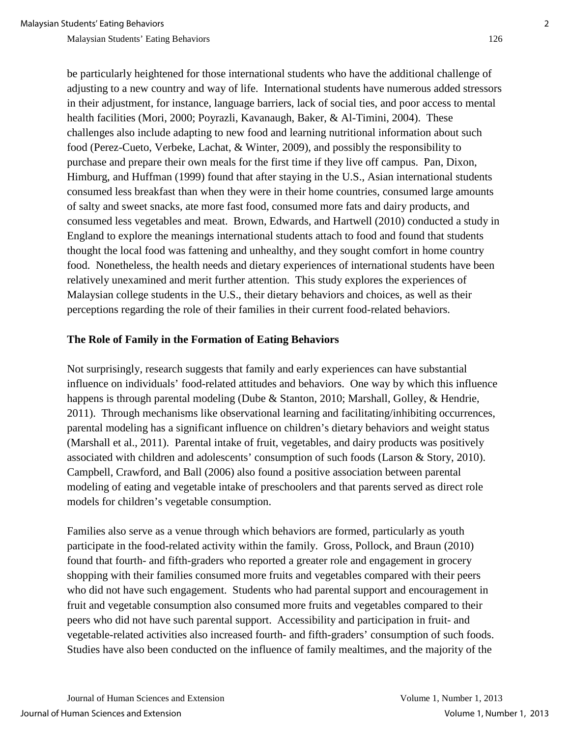be particularly heightened for those international students who have the additional challenge of adjusting to a new country and way of life. International students have numerous added stressors in their adjustment, for instance, language barriers, lack of social ties, and poor access to mental health facilities (Mori, 2000; Poyrazli, Kavanaugh, Baker, & Al-Timini, 2004). These challenges also include adapting to new food and learning nutritional information about such food (Perez-Cueto, Verbeke, Lachat, & Winter, 2009), and possibly the responsibility to purchase and prepare their own meals for the first time if they live off campus. Pan, Dixon, Himburg, and Huffman (1999) found that after staying in the U.S., Asian international students consumed less breakfast than when they were in their home countries, consumed large amounts of salty and sweet snacks, ate more fast food, consumed more fats and dairy products, and consumed less vegetables and meat. Brown, Edwards, and Hartwell (2010) conducted a study in England to explore the meanings international students attach to food and found that students thought the local food was fattening and unhealthy, and they sought comfort in home country food. Nonetheless, the health needs and dietary experiences of international students have been relatively unexamined and merit further attention. This study explores the experiences of Malaysian college students in the U.S., their dietary behaviors and choices, as well as their perceptions regarding the role of their families in their current food-related behaviors.

## The Role of Family in the Formation of Eating Behaviors

Not surprisingly, research suggests that family and early experiences can have substantial influence on individuals' food-related attitudes and behaviors. One way by which this influence happens is through parental modeling (Dube & Stanton, 2010; Marshall, Golley, & Hendrie, 2011). Through mechanisms like observational learning and facilitating/inhibiting occurrences, parental modeling has a significant influence on children's dietary behaviors and weight status (Marshall et al., 2011). Parental intake of fruit, vegetables, and dairy products was positively associated with children and adolescents' consumption of such foods (Larson & Story, 2010). Campbell, Crawford, and Ball (2006) also found a positive association between parental modeling of eating and vegetable intake of preschoolers and that parents served as direct role models for children's vegetable consumption.

Families also serve as a venue through which behaviors are formed, particularly as youth participate in the food-related activity within the family. Gross, Pollock, and Braun (2010) found that fourth- and fifth-graders who reported a greater role and engagement in grocery shopping with their families consumed more fruits and vegetables compared with their peers who did not have such engagement. Students who had parental support and encouragement in fruit and vegetable consumption also consumed more fruits and vegetables compared to their peers who did not have such parental support. Accessibility and participation in fruit- and vegetable-related activities also increased fourth- and fifth-graders' consumption of such foods. Studies have also been conducted on the influence of family mealtimes, and the majority of the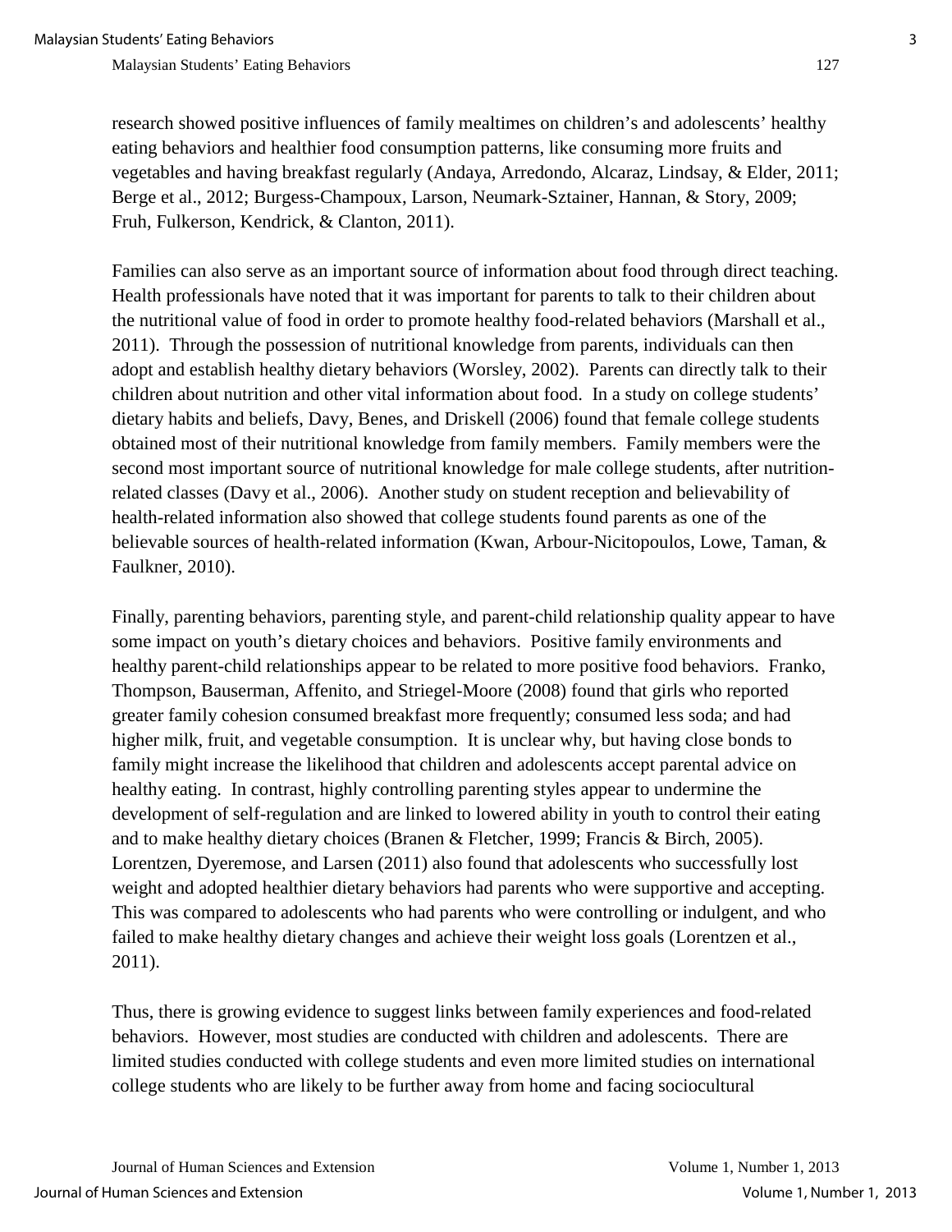research showed positive influences of family mealtimes on children's and adolescents' healthy eating behaviors and healthier food consumption patterns, like consuming more fruits and vegetables and having breakfast regularly (Andaya, Arredondo, Alcaraz, Lindsay, & Elder, 2011; Berge et al., 2012; Burgess-Champoux, Larson, Neumark-Sztainer, Hannan, & Story, 2009; Fruh, Fulkerson, Kendrick, & Clanton, 2011).

Families can also serve as an important source of information about food through direct teaching. Health professionals have noted that it was important for parents to talk to their children about the nutritional value of food in order to promote healthy food-related behaviors (Marshall et al., 2011). Through the possession of nutritional knowledge from parents, individuals can then adopt and establish healthy dietary behaviors (Worsley, 2002). Parents can directly talk to their children about nutrition and other vital information about food. In a study on college students' dietary habits and beliefs, Davy, Benes, and Driskell (2006) found that female college students obtained most of their nutritional knowledge from family members. Family members were the second most important source of nutritional knowledge for male college students, after nutrition-related classes (Davy et al., 2006). Another study on student reception and believability of health-related information also showed that college students found parents as one of the believable sources of health-related information (Kwan, Arbour-Nicitopoulos, Lowe, Taman, & Faulkner, 2010).

Finally, parenting behaviors, parenting style, and parent-child relationship quality appear to have some impact on youth's dietary choices and behaviors. Positive family environments and healthy parent-child relationships appear to be related to more positive food behaviors. Franko, Thompson, Bauserman, Affenito, and Striegel-Moore (2008) found that girls who reported greater family cohesion consumed breakfast more frequently; consumed less soda; and had higher milk, fruit, and vegetable consumption. It is unclear why, but having close bonds to family might increase the likelihood that children and adolescents accept parental advice on healthy eating. In contrast, highly controlling parenting styles appear to undermine the development of self-regulation and are linked to lowered ability in youth to control their eating and to make healthy dietary choices (Branen & Fletcher, 1999; Francis & Birch, 2005). Lorentzen, Dyeremose, and Larsen (2011) also found that adolescents who successfully lost weight and adopted healthier dietary behaviors had parents who were supportive and accepting. This was compared to adolescents who had parents who were controlling or indulgent, and who failed to make healthy dietary changes and achieve their weight loss goals (Lorentzen et al., 2011).

Thus, there is growing evidence to suggest links between family experiences and food-related behaviors. However, most studies are conducted with children and adolescents. There are limited studies conducted with college students and even more limited studies on international college students who are likely to be further away from home and facing sociocultural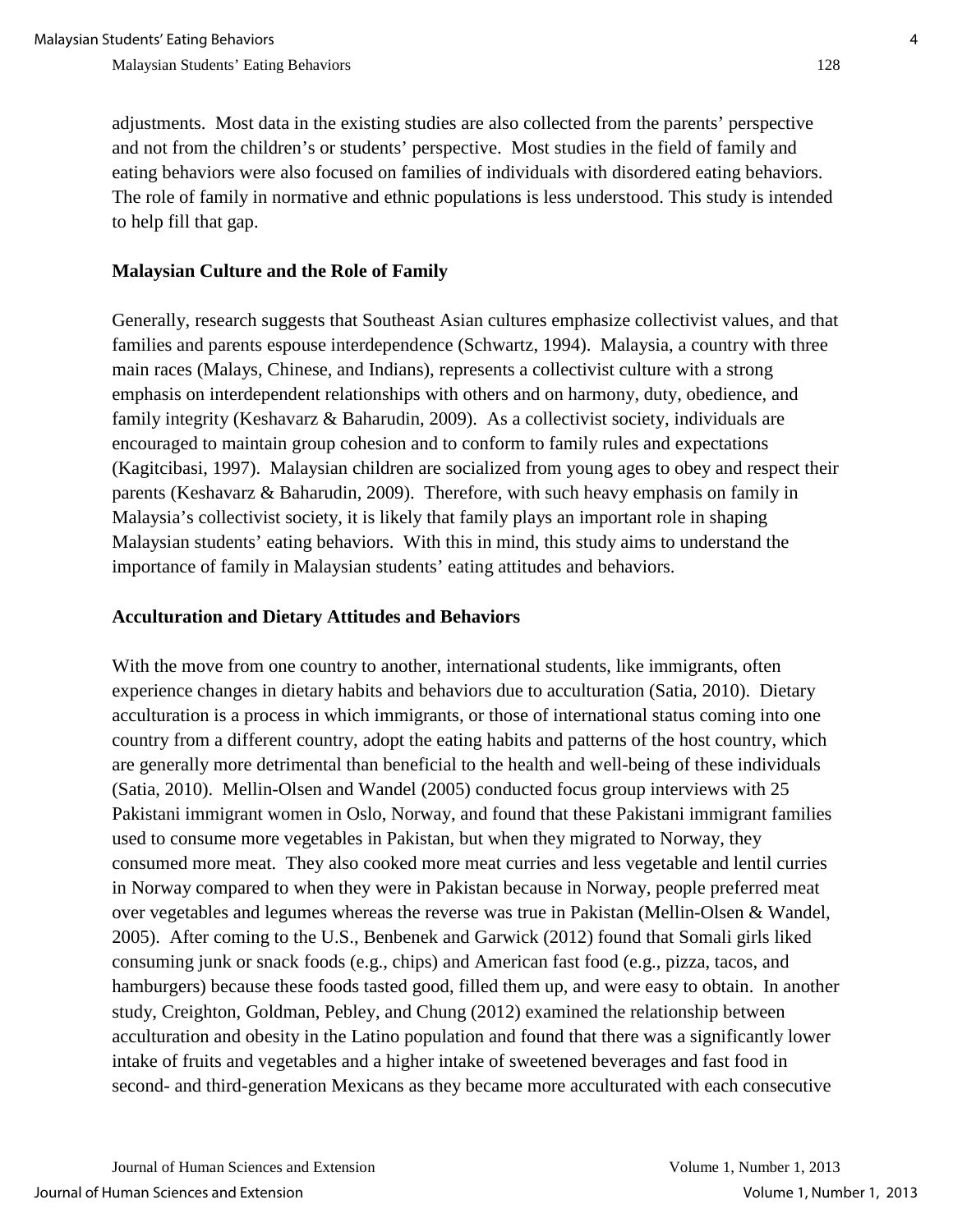adjustments. Most data in the existing studies are also collected from the parents' perspective and not from the children's or students' perspective. Most studies in the field of family and eating behaviors were also focused on families of individuals with disordered eating behaviors. The role of family in normative and ethnic populations is less understood. This study is intended to help fill that gap.

## Malaysian Culture and the Role of Family

Generally, research suggests that Southeast Asian cultures emphasize collectivist values, and that families and parents espouse interdependence (Schwartz, 1994). Malaysia, a country with three main races (Malays, Chinese, and Indians), represents a collectivist culture with a strong emphasis on interdependent relationships with others and on harmony, duty, obedience, and family integrity (Keshavarz & Baharudin, 2009). As a collectivist society, individuals are encouraged to maintain group cohesion and to conform to family rules and expectations (Kagitcibasi, 1997). Malaysian children are socialized from young ages to obey and respect their parents (Keshavarz & Baharudin, 2009). Therefore, with such heavy emphasis on family in Malaysia's collectivist society, it is likely that family plays an important role in shaping Malaysian students' eating behaviors. With this in mind, this study aims to understand the importance of family in Malaysian students' eating attitudes and behaviors.

## Acculturation and Dietary Attitudes and Behaviors

With the move from one country to another, international students, like immigrants, often experience changes in dietary habits and behaviors due to acculturation (Satia, 2010). Dietary acculturation is a process in which immigrants, or those of international status coming into one country from a different country, adopt the eating habits and patterns of the host country, which are generally more detrimental than beneficial to the health and well-being of these individuals (Satia, 2010). Mellin-Olsen and Wandel (2005) conducted focus group interviews with 25 Pakistani immigrant women in Oslo, Norway, and found that these Pakistani immigrant families used to consume more vegetables in Pakistan, but when they migrated to Norway, they consumed more meat. They also cooked more meat curries and less vegetable and lentil curries in Norway compared to when they were in Pakistan because in Norway, people preferred meat over vegetables and legumes whereas the reverse was true in Pakistan (Mellin-Olsen & Wandel, 2005). After coming to the U.S., Benbenek and Garwick (2012) found that Somali girls liked consuming junk or snack foods (e.g., chips) and American fast food (e.g., pizza, tacos, and hamburgers) because these foods tasted good, filled them up, and were easy to obtain. In another study, Creighton, Goldman, Pebley, and Chung (2012) examined the relationship between acculturation and obesity in the Latino population and found that there was a significantly lower intake of fruits and vegetables and a higher intake of sweetened beverages and fast food in second- and third-generation Mexicans as they became more acculturated with each consecutive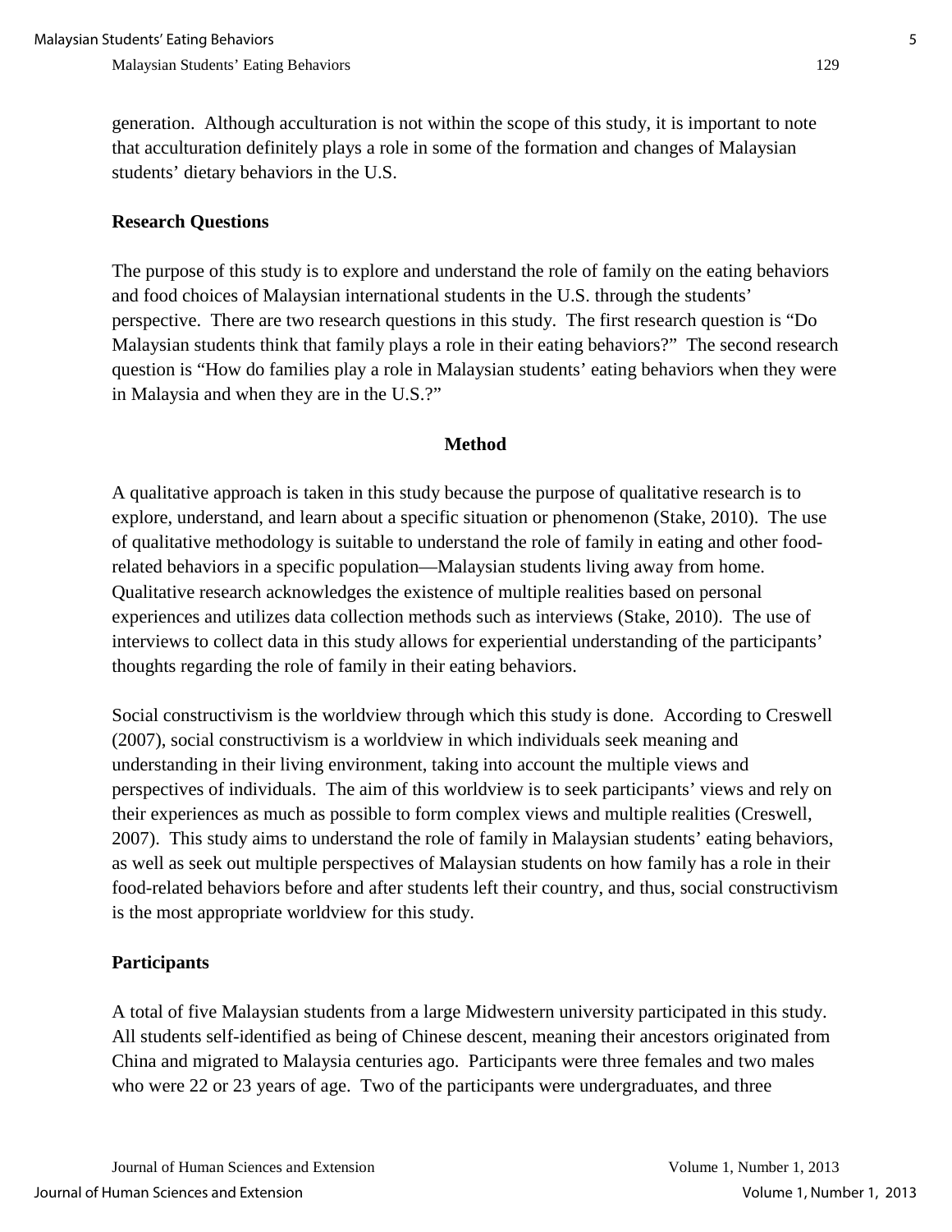generation. Although acculturation is not within the scope of this study, it is important to note that acculturation definitely plays a role in some of the formation and changes of Malaysian students' dietary behaviors in the U.S.

### Research Questions

The purpose of this study is to explore and understand the role of family on the eating behaviors and food choices of Malaysian international students in the U.S. through the students' perspective. There are two research questions in this study. The first research question is "Do Malaysian students think that family plays a role in their eating behaviors?" The second research question is "How do families play a role in Malaysian students' eating behaviors when they were in Malaysia and when they are in the U.S.?"

## Method

A qualitative approach is taken in this study because the purpose of qualitative research is to explore, understand, and learn about a specific situation or phenomenon (Stake, 2010). The use of qualitative methodology is suitable to understand the role of family in eating and other food-related behaviors in a specific population—Malaysian students living away from home. Qualitative research acknowledges the existence of multiple realities based on personal experiences and utilizes data collection methods such as interviews (Stake, 2010). The use of interviews to collect data in this study allows for experiential understanding of the participants' thoughts regarding the role of family in their eating behaviors.

Social constructivism is the worldview through which this study is done. According to Creswell (2007), social constructivism is a worldview in which individuals seek meaning and understanding in their living environment, taking into account the multiple views and perspectives of individuals. The aim of this worldview is to seek participants' views and rely on their experiences as much as possible to form complex views and multiple realities (Creswell, 2007). This study aims to understand the role of family in Malaysian students' eating behaviors, as well as seek out multiple perspectives of Malaysian students on how family has a role in their food-related behaviors before and after students left their country, and thus, social constructivism is the most appropriate worldview for this study.

### Participants

A total of five Malaysian students from a large Midwestern university participated in this study. All students self-identified as being of Chinese descent, meaning their ancestors originated from China and migrated to Malaysia centuries ago. Participants were three females and two males who were 22 or 23 years of age. Two of the participants were undergraduates, and three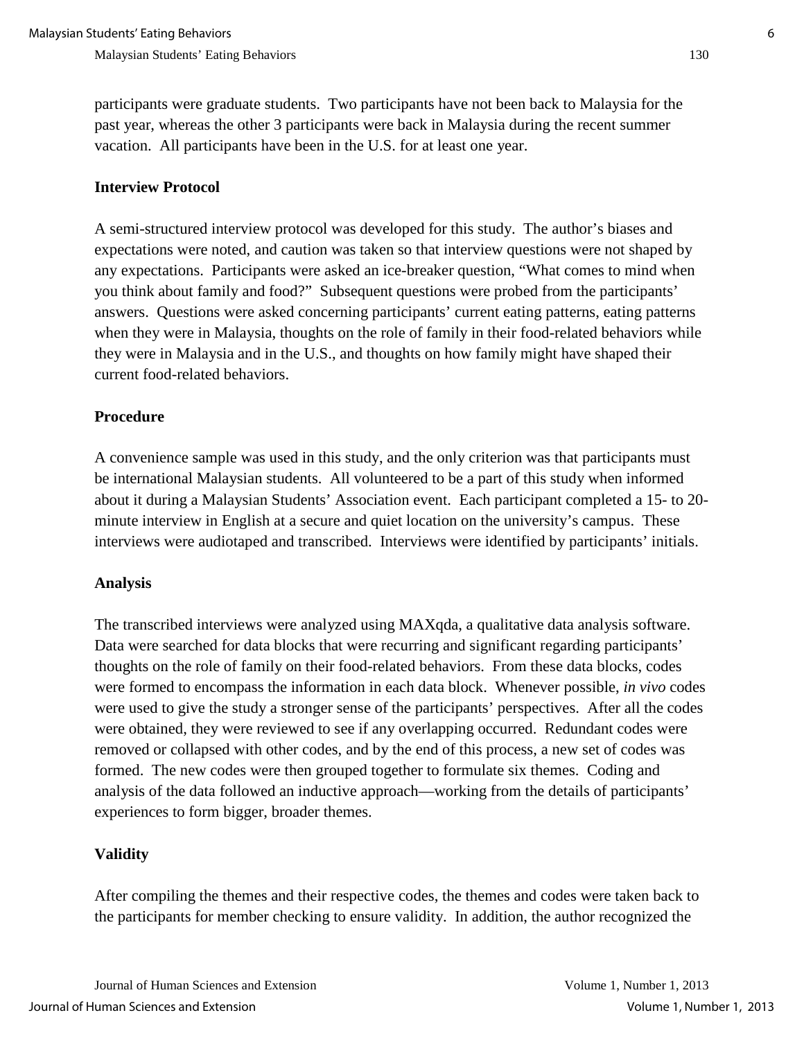participants were graduate students. Two participants have not been back to Malaysia for the past year, whereas the other 3 participants were back in Malaysia during the recent summer vacation. All participants have been in the U.S. for at least one year.

### Interview Protocol

A semi-structured interview protocol was developed for this study. The author's biases and expectations were noted, and caution was taken so that interview questions were not shaped by any expectations. Participants were asked an ice-breaker question, "What comes to mind when you think about family and food?" Subsequent questions were probed from the participants' answers. Questions were asked concerning participants' current eating patterns, eating patterns when they were in Malaysia, thoughts on the role of family in their food-related behaviors while they were in Malaysia and in the U.S., and thoughts on how family might have shaped their current food-related behaviors.

### Procedure

A convenience sample was used in this study, and the only criterion was that participants must be international Malaysian students. All volunteered to be a part of this study when informed about it during a Malaysian Students' Association event. Each participant completed a 15- to 20-minute interview in English at a secure and quiet location on the university's campus. These interviews were audiotaped and transcribed. Interviews were identified by participants' initials.

### Analysis

The transcribed interviews were analyzed using MAXqda, a qualitative data analysis software. Data were searched for data blocks that were recurring and significant regarding participants' thoughts on the role of family on their food-related behaviors. From these data blocks, codes were formed to encompass the information in each data block. Whenever possible, *in vivo* codes were used to give the study a stronger sense of the participants' perspectives. After all the codes were obtained, they were reviewed to see if any overlapping occurred. Redundant codes were removed or collapsed with other codes, and by the end of this process, a new set of codes was formed. The new codes were then grouped together to formulate six themes. Coding and analysis of the data followed an inductive approach—working from the details of participants' experiences to form bigger, broader themes.

### Validity

After compiling the themes and their respective codes, the themes and codes were taken back to the participants for member checking to ensure validity. In addition, the author recognized the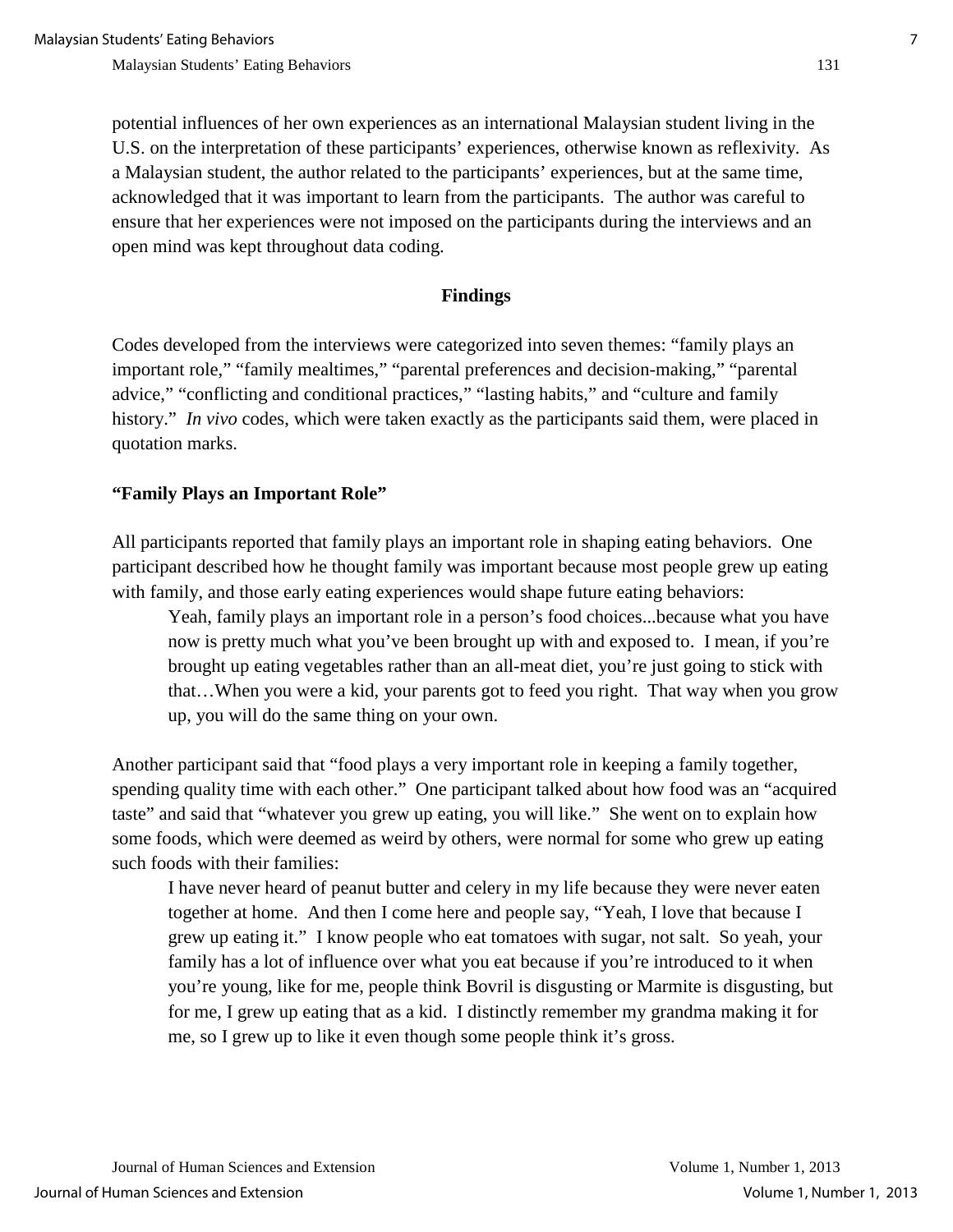potential influences of her own experiences as an international Malaysian student living in the U.S. on the interpretation of these participants' experiences, otherwise known as reflexivity. As a Malaysian student, the author related to the participants' experiences, but at the same time, acknowledged that it was important to learn from the participants. The author was careful to ensure that her experiences were not imposed on the participants during the interviews and an open mind was kept throughout data coding.

## Findings

Codes developed from the interviews were categorized into seven themes: "family plays an important role," "family mealtimes," "parental preferences and decision-making," "parental advice," "conflicting and conditional practices," "lasting habits," and "culture and family history." *In vivo* codes, which were taken exactly as the participants said them, were placed in quotation marks.

### "Family Plays an Important Role"

All participants reported that family plays an important role in shaping eating behaviors. One participant described how he thought family was important because most people grew up eating with family, and those early eating experiences would shape future eating behaviors:

> Yeah, family plays an important role in a person's food choices...because what you have now is pretty much what you've been brought up with and exposed to. I mean, if you're brought up eating vegetables rather than an all-meat diet, you're just going to stick with that…When you were a kid, your parents got to feed you right. That way when you grow up, you will do the same thing on your own.

Another participant said that "food plays a very important role in keeping a family together, spending quality time with each other." One participant talked about how food was an "acquired taste" and said that "whatever you grew up eating, you will like." She went on to explain how some foods, which were deemed as weird by others, were normal for some who grew up eating such foods with their families:

> I have never heard of peanut butter and celery in my life because they were never eaten together at home. And then I come here and people say, "Yeah, I love that because I grew up eating it." I know people who eat tomatoes with sugar, not salt. So yeah, your family has a lot of influence over what you eat because if you're introduced to it when you're young, like for me, people think Bovril is disgusting or Marmite is disgusting, but for me, I grew up eating that as a kid. I distinctly remember my grandma making it for me, so I grew up to like it even though some people think it's gross.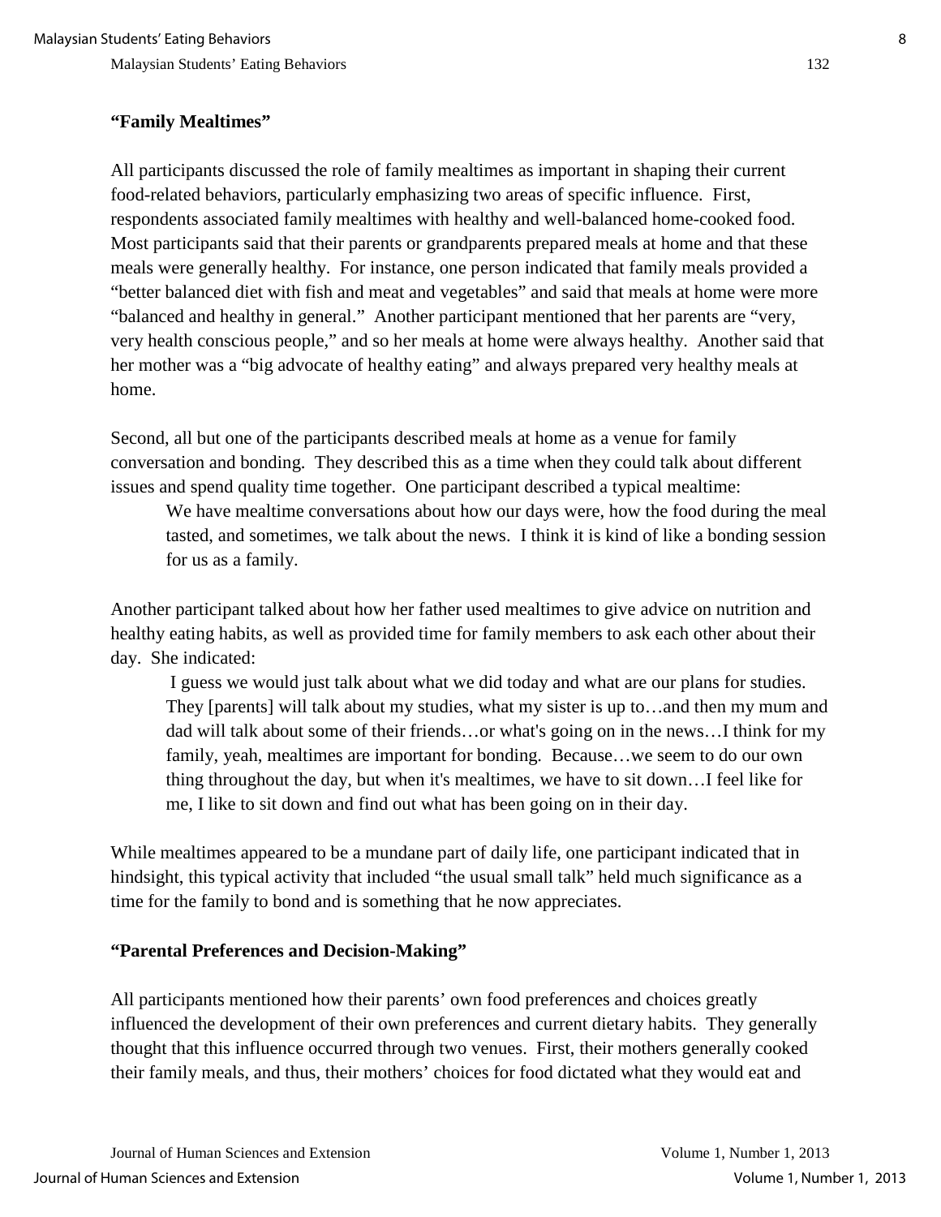### "Family Mealtimes"

All participants discussed the role of family mealtimes as important in shaping their current food-related behaviors, particularly emphasizing two areas of specific influence. First, respondents associated family mealtimes with healthy and well-balanced home-cooked food. Most participants said that their parents or grandparents prepared meals at home and that these meals were generally healthy. For instance, one person indicated that family meals provided a "better balanced diet with fish and meat and vegetables" and said that meals at home were more "balanced and healthy in general." Another participant mentioned that her parents are "very, very health conscious people," and so her meals at home were always healthy. Another said that her mother was a "big advocate of healthy eating" and always prepared very healthy meals at home.

Second, all but one of the participants described meals at home as a venue for family conversation and bonding. They described this as a time when they could talk about different issues and spend quality time together. One participant described a typical mealtime:

> We have mealtime conversations about how our days were, how the food during the meal tasted, and sometimes, we talk about the news. I think it is kind of like a bonding session for us as a family.

Another participant talked about how her father used mealtimes to give advice on nutrition and healthy eating habits, as well as provided time for family members to ask each other about their day. She indicated:

> I guess we would just talk about what we did today and what are our plans for studies. They [parents] will talk about my studies, what my sister is up to…and then my mum and dad will talk about some of their friends…or what's going on in the news…I think for my family, yeah, mealtimes are important for bonding. Because…we seem to do our own thing throughout the day, but when it's mealtimes, we have to sit down…I feel like for me, I like to sit down and find out what has been going on in their day.

While mealtimes appeared to be a mundane part of daily life, one participant indicated that in hindsight, this typical activity that included "the usual small talk" held much significance as a time for the family to bond and is something that he now appreciates.

### "Parental Preferences and Decision-Making"

All participants mentioned how their parents' own food preferences and choices greatly influenced the development of their own preferences and current dietary habits. They generally thought that this influence occurred through two venues. First, their mothers generally cooked their family meals, and thus, their mothers' choices for food dictated what they would eat and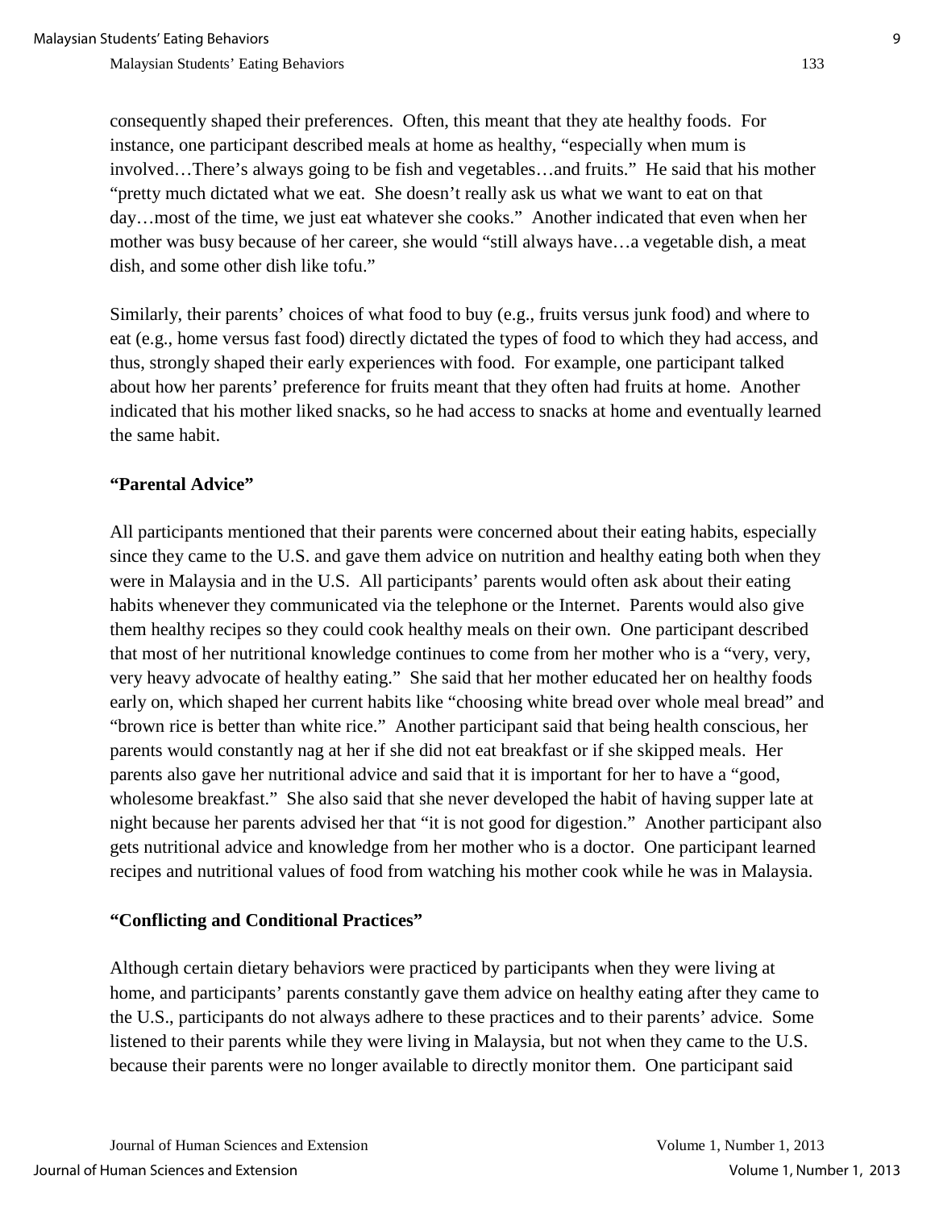consequently shaped their preferences. Often, this meant that they ate healthy foods. For instance, one participant described meals at home as healthy, "especially when mum is involved…There's always going to be fish and vegetables…and fruits." He said that his mother "pretty much dictated what we eat. She doesn't really ask us what we want to eat on that day…most of the time, we just eat whatever she cooks." Another indicated that even when her mother was busy because of her career, she would "still always have…a vegetable dish, a meat dish, and some other dish like tofu."

Similarly, their parents' choices of what food to buy (e.g., fruits versus junk food) and where to eat (e.g., home versus fast food) directly dictated the types of food to which they had access, and thus, strongly shaped their early experiences with food. For example, one participant talked about how her parents' preference for fruits meant that they often had fruits at home. Another indicated that his mother liked snacks, so he had access to snacks at home and eventually learned the same habit.

### "Parental Advice"

All participants mentioned that their parents were concerned about their eating habits, especially since they came to the U.S. and gave them advice on nutrition and healthy eating both when they were in Malaysia and in the U.S. All participants' parents would often ask about their eating habits whenever they communicated via the telephone or the Internet. Parents would also give them healthy recipes so they could cook healthy meals on their own. One participant described that most of her nutritional knowledge continues to come from her mother who is a "very, very, very heavy advocate of healthy eating." She said that her mother educated her on healthy foods early on, which shaped her current habits like "choosing white bread over whole meal bread" and "brown rice is better than white rice." Another participant said that being health conscious, her parents would constantly nag at her if she did not eat breakfast or if she skipped meals. Her parents also gave her nutritional advice and said that it is important for her to have a "good, wholesome breakfast." She also said that she never developed the habit of having supper late at night because her parents advised her that "it is not good for digestion." Another participant also gets nutritional advice and knowledge from her mother who is a doctor. One participant learned recipes and nutritional values of food from watching his mother cook while he was in Malaysia.

### "Conflicting and Conditional Practices"

Although certain dietary behaviors were practiced by participants when they were living at home, and participants' parents constantly gave them advice on healthy eating after they came to the U.S., participants do not always adhere to these practices and to their parents' advice. Some listened to their parents while they were living in Malaysia, but not when they came to the U.S. because their parents were no longer available to directly monitor them. One participant said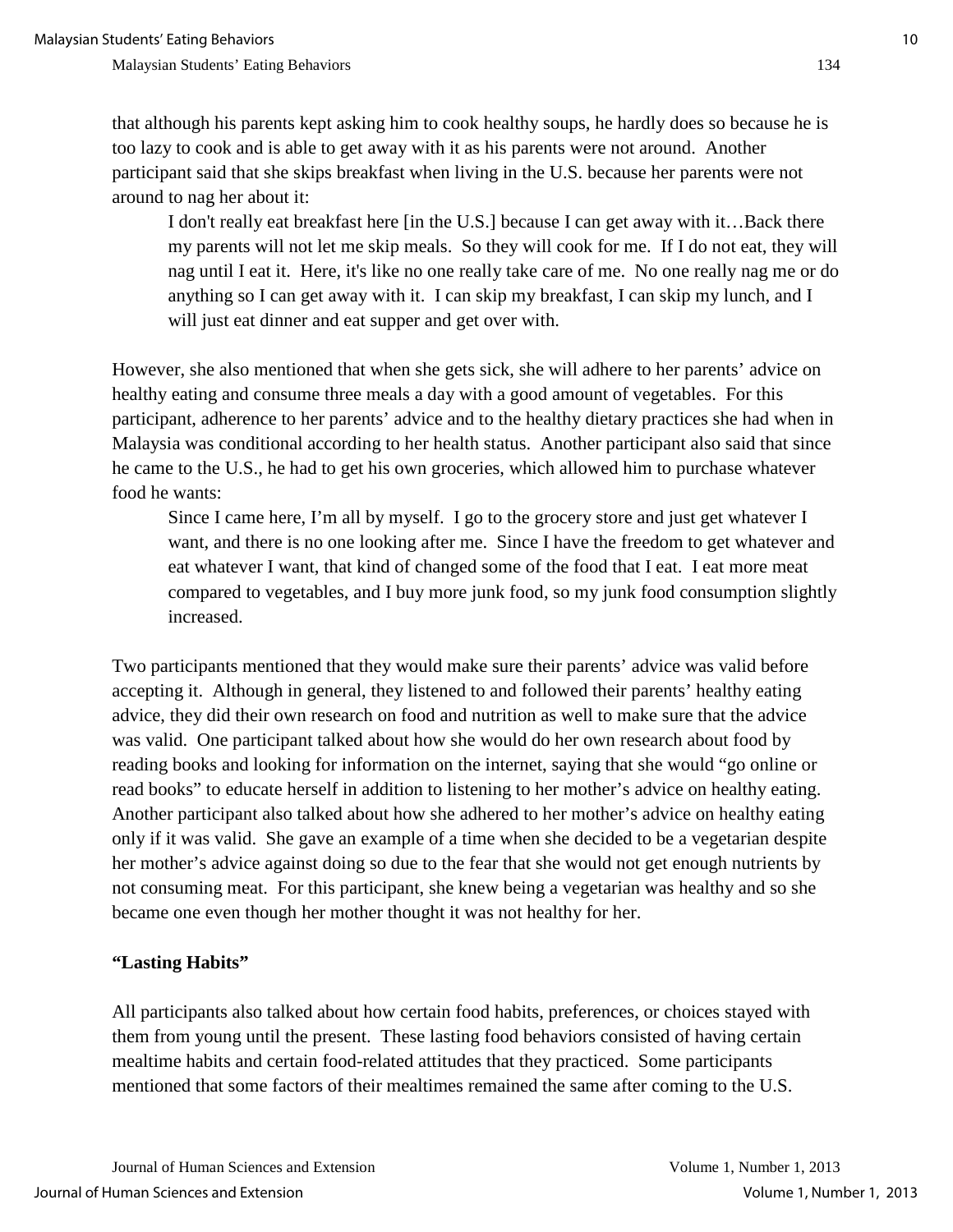that although his parents kept asking him to cook healthy soups, he hardly does so because he is too lazy to cook and is able to get away with it as his parents were not around. Another participant said that she skips breakfast when living in the U.S. because her parents were not around to nag her about it:

> I don't really eat breakfast here [in the U.S.] because I can get away with it…Back there my parents will not let me skip meals. So they will cook for me. If I do not eat, they will nag until I eat it. Here, it's like no one really take care of me. No one really nag me or do anything so I can get away with it. I can skip my breakfast, I can skip my lunch, and I will just eat dinner and eat supper and get over with.

However, she also mentioned that when she gets sick, she will adhere to her parents' advice on healthy eating and consume three meals a day with a good amount of vegetables. For this participant, adherence to her parents' advice and to the healthy dietary practices she had when in Malaysia was conditional according to her health status. Another participant also said that since he came to the U.S., he had to get his own groceries, which allowed him to purchase whatever food he wants:

> Since I came here, I'm all by myself. I go to the grocery store and just get whatever I want, and there is no one looking after me. Since I have the freedom to get whatever and eat whatever I want, that kind of changed some of the food that I eat. I eat more meat compared to vegetables, and I buy more junk food, so my junk food consumption slightly increased.

Two participants mentioned that they would make sure their parents' advice was valid before accepting it. Although in general, they listened to and followed their parents' healthy eating advice, they did their own research on food and nutrition as well to make sure that the advice was valid. One participant talked about how she would do her own research about food by reading books and looking for information on the internet, saying that she would "go online or read books" to educate herself in addition to listening to her mother's advice on healthy eating. Another participant also talked about how she adhered to her mother's advice on healthy eating only if it was valid. She gave an example of a time when she decided to be a vegetarian despite her mother's advice against doing so due to the fear that she would not get enough nutrients by not consuming meat. For this participant, she knew being a vegetarian was healthy and so she became one even though her mother thought it was not healthy for her.

### "Lasting Habits"

All participants also talked about how certain food habits, preferences, or choices stayed with them from young until the present. These lasting food behaviors consisted of having certain mealtime habits and certain food-related attitudes that they practiced. Some participants mentioned that some factors of their mealtimes remained the same after coming to the U.S.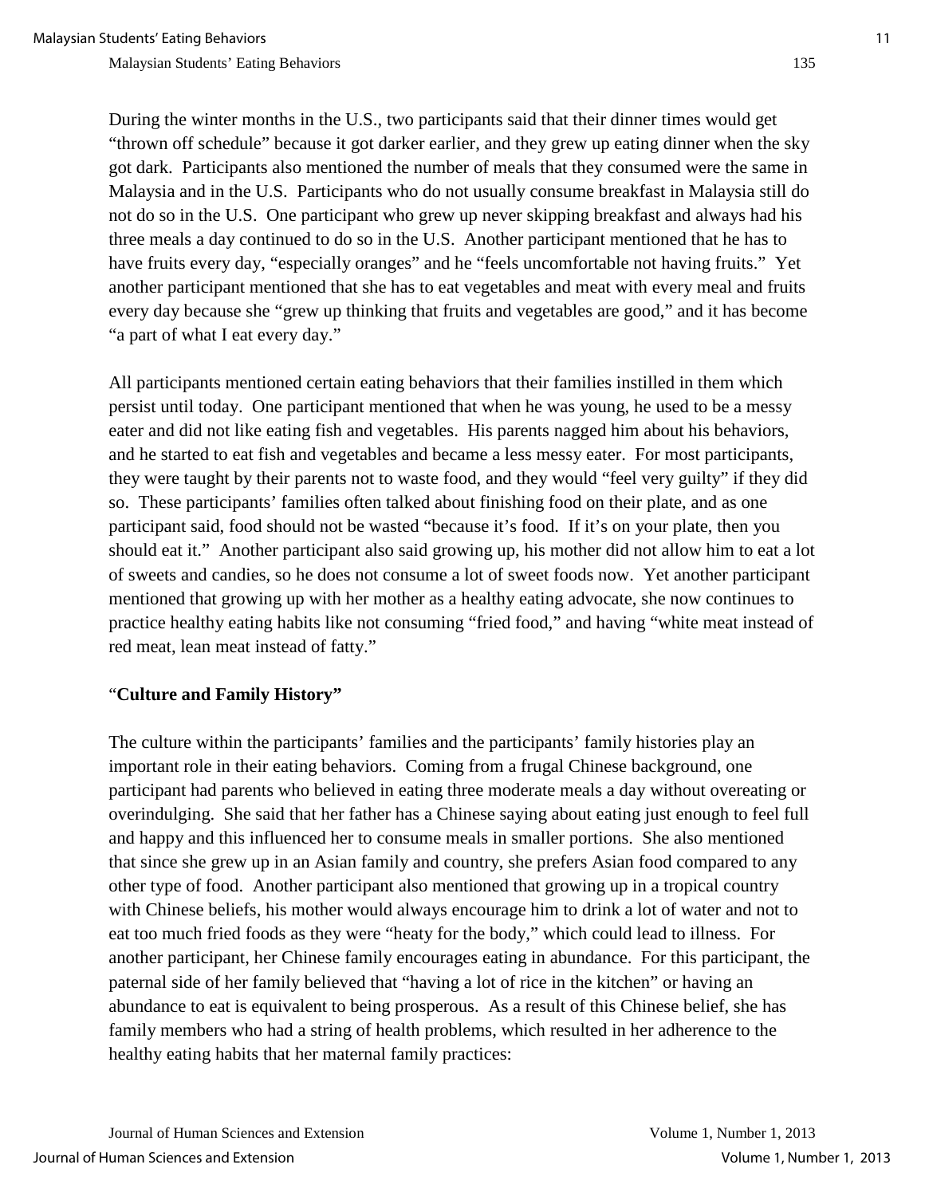During the winter months in the U.S., two participants said that their dinner times would get "thrown off schedule" because it got darker earlier, and they grew up eating dinner when the sky got dark. Participants also mentioned the number of meals that they consumed were the same in Malaysia and in the U.S. Participants who do not usually consume breakfast in Malaysia still do not do so in the U.S. One participant who grew up never skipping breakfast and always had his three meals a day continued to do so in the U.S. Another participant mentioned that he has to have fruits every day, "especially oranges" and he "feels uncomfortable not having fruits." Yet another participant mentioned that she has to eat vegetables and meat with every meal and fruits every day because she "grew up thinking that fruits and vegetables are good," and it has become "a part of what I eat every day."

All participants mentioned certain eating behaviors that their families instilled in them which persist until today. One participant mentioned that when he was young, he used to be a messy eater and did not like eating fish and vegetables. His parents nagged him about his behaviors, and he started to eat fish and vegetables and became a less messy eater. For most participants, they were taught by their parents not to waste food, and they would "feel very guilty" if they did so. These participants' families often talked about finishing food on their plate, and as one participant said, food should not be wasted "because it's food. If it's on your plate, then you should eat it." Another participant also said growing up, his mother did not allow him to eat a lot of sweets and candies, so he does not consume a lot of sweet foods now. Yet another participant mentioned that growing up with her mother as a healthy eating advocate, she now continues to practice healthy eating habits like not consuming "fried food," and having "white meat instead of red meat, lean meat instead of fatty."

### "Culture and Family History"

The culture within the participants' families and the participants' family histories play an important role in their eating behaviors. Coming from a frugal Chinese background, one participant had parents who believed in eating three moderate meals a day without overeating or overindulging. She said that her father has a Chinese saying about eating just enough to feel full and happy and this influenced her to consume meals in smaller portions. She also mentioned that since she grew up in an Asian family and country, she prefers Asian food compared to any other type of food. Another participant also mentioned that growing up in a tropical country with Chinese beliefs, his mother would always encourage him to drink a lot of water and not to eat too much fried foods as they were "heaty for the body," which could lead to illness. For another participant, her Chinese family encourages eating in abundance. For this participant, the paternal side of her family believed that "having a lot of rice in the kitchen" or having an abundance to eat is equivalent to being prosperous. As a result of this Chinese belief, she has family members who had a string of health problems, which resulted in her adherence to the healthy eating habits that her maternal family practices: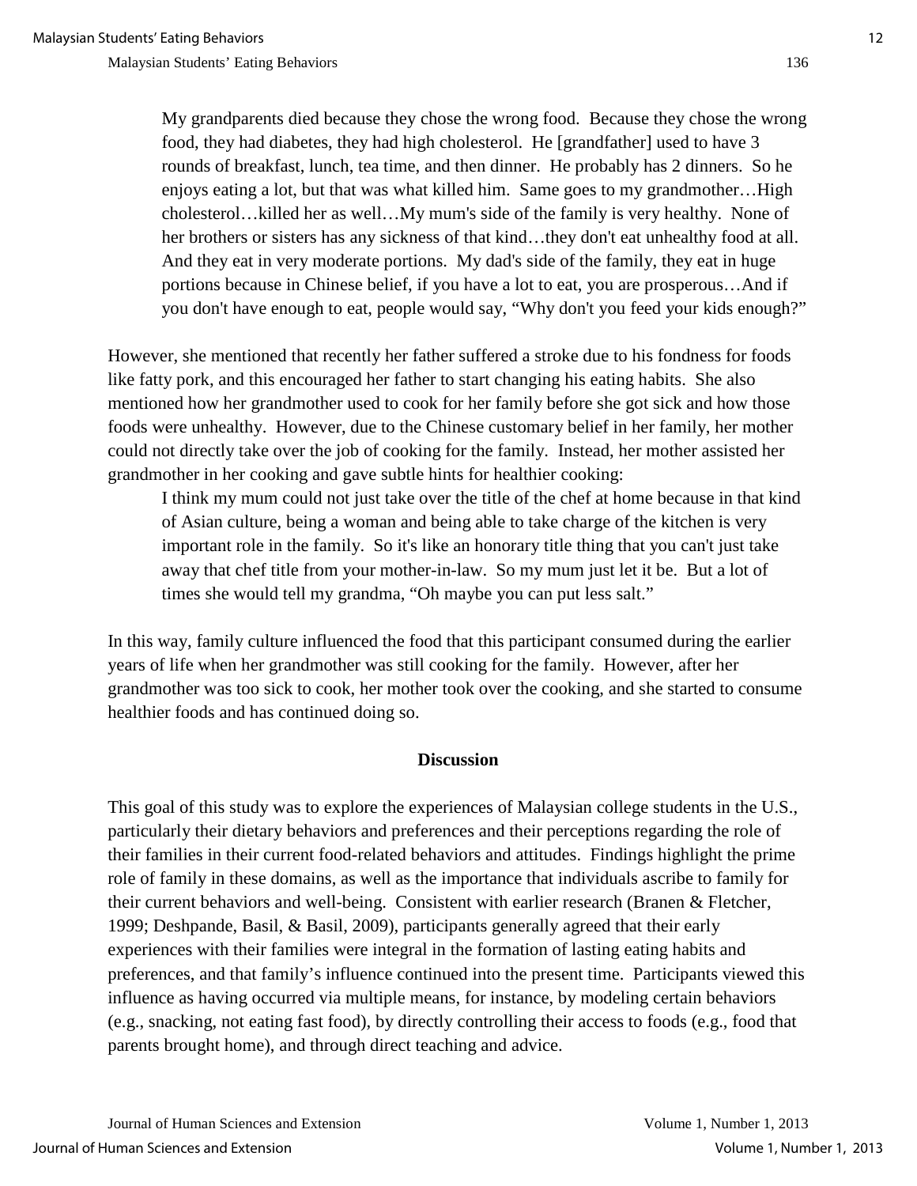> My grandparents died because they chose the wrong food. Because they chose the wrong food, they had diabetes, they had high cholesterol. He [grandfather] used to have 3 rounds of breakfast, lunch, tea time, and then dinner. He probably has 2 dinners. So he enjoys eating a lot, but that was what killed him. Same goes to my grandmother…High cholesterol…killed her as well…My mum's side of the family is very healthy. None of her brothers or sisters has any sickness of that kind…they don't eat unhealthy food at all. And they eat in very moderate portions. My dad's side of the family, they eat in huge portions because in Chinese belief, if you have a lot to eat, you are prosperous…And if you don't have enough to eat, people would say, “Why don't you feed your kids enough?”

However, she mentioned that recently her father suffered a stroke due to his fondness for foods like fatty pork, and this encouraged her father to start changing his eating habits. She also mentioned how her grandmother used to cook for her family before she got sick and how those foods were unhealthy. However, due to the Chinese customary belief in her family, her mother could not directly take over the job of cooking for the family. Instead, her mother assisted her grandmother in her cooking and gave subtle hints for healthier cooking:

> I think my mum could not just take over the title of the chef at home because in that kind of Asian culture, being a woman and being able to take charge of the kitchen is very important role in the family. So it's like an honorary title thing that you can't just take away that chef title from your mother-in-law. So my mum just let it be. But a lot of times she would tell my grandma, “Oh maybe you can put less salt.”

In this way, family culture influenced the food that this participant consumed during the earlier years of life when her grandmother was still cooking for the family. However, after her grandmother was too sick to cook, her mother took over the cooking, and she started to consume healthier foods and has continued doing so.

## Discussion

This goal of this study was to explore the experiences of Malaysian college students in the U.S., particularly their dietary behaviors and preferences and their perceptions regarding the role of their families in their current food-related behaviors and attitudes. Findings highlight the prime role of family in these domains, as well as the importance that individuals ascribe to family for their current behaviors and well-being. Consistent with earlier research (Branen & Fletcher, 1999; Deshpande, Basil, & Basil, 2009), participants generally agreed that their early experiences with their families were integral in the formation of lasting eating habits and preferences, and that family's influence continued into the present time. Participants viewed this influence as having occurred via multiple means, for instance, by modeling certain behaviors (e.g., snacking, not eating fast food), by directly controlling their access to foods (e.g., food that parents brought home), and through direct teaching and advice.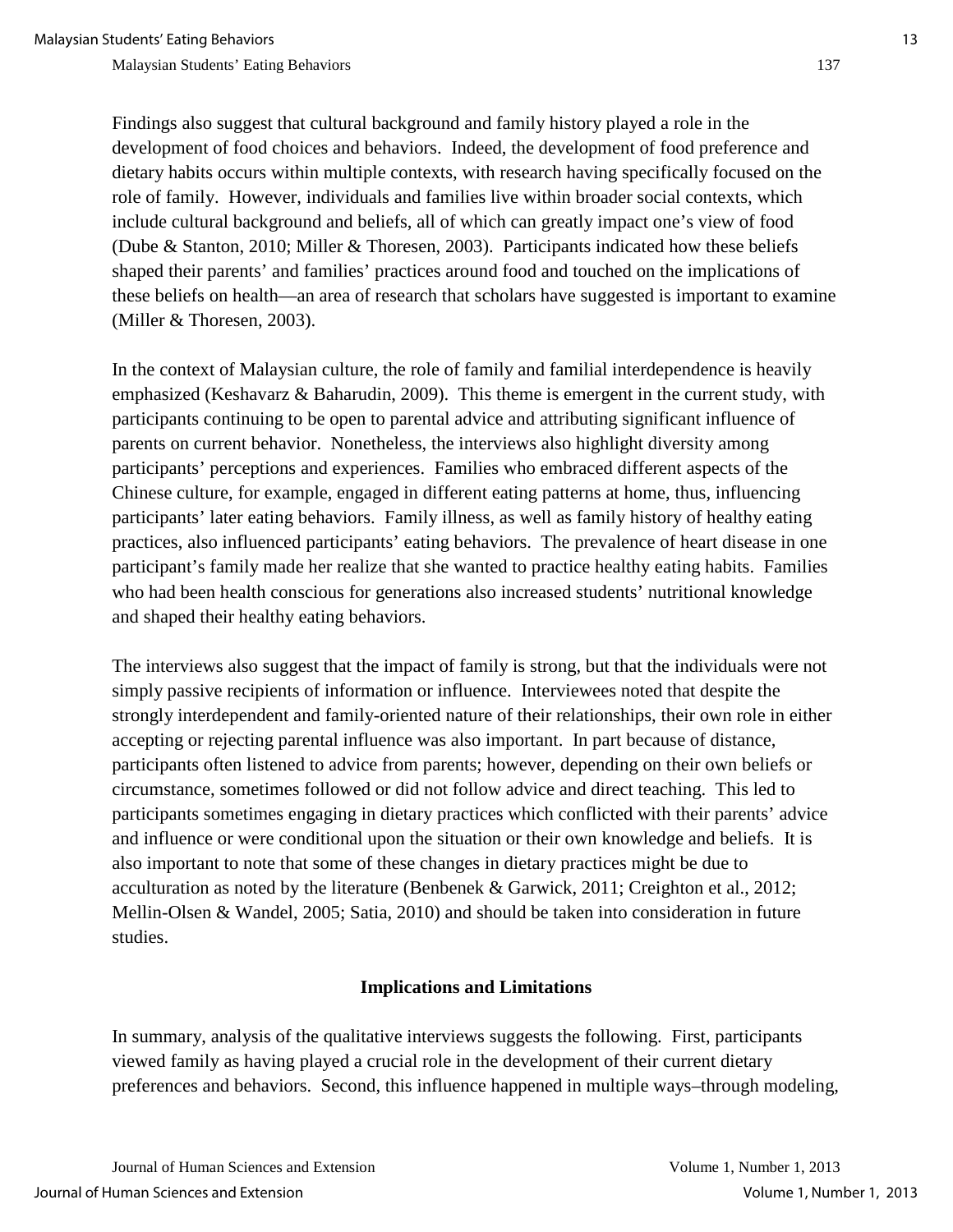Findings also suggest that cultural background and family history played a role in the development of food choices and behaviors. Indeed, the development of food preference and dietary habits occurs within multiple contexts, with research having specifically focused on the role of family. However, individuals and families live within broader social contexts, which include cultural background and beliefs, all of which can greatly impact one's view of food (Dube & Stanton, 2010; Miller & Thoresen, 2003). Participants indicated how these beliefs shaped their parents' and families' practices around food and touched on the implications of these beliefs on health—an area of research that scholars have suggested is important to examine (Miller & Thoresen, 2003).

In the context of Malaysian culture, the role of family and familial interdependence is heavily emphasized (Keshavarz & Baharudin, 2009). This theme is emergent in the current study, with participants continuing to be open to parental advice and attributing significant influence of parents on current behavior. Nonetheless, the interviews also highlight diversity among participants' perceptions and experiences. Families who embraced different aspects of the Chinese culture, for example, engaged in different eating patterns at home, thus, influencing participants' later eating behaviors. Family illness, as well as family history of healthy eating practices, also influenced participants' eating behaviors. The prevalence of heart disease in one participant's family made her realize that she wanted to practice healthy eating habits. Families who had been health conscious for generations also increased students' nutritional knowledge and shaped their healthy eating behaviors.

The interviews also suggest that the impact of family is strong, but that the individuals were not simply passive recipients of information or influence. Interviewees noted that despite the strongly interdependent and family-oriented nature of their relationships, their own role in either accepting or rejecting parental influence was also important. In part because of distance, participants often listened to advice from parents; however, depending on their own beliefs or circumstance, sometimes followed or did not follow advice and direct teaching. This led to participants sometimes engaging in dietary practices which conflicted with their parents' advice and influence or were conditional upon the situation or their own knowledge and beliefs. It is also important to note that some of these changes in dietary practices might be due to acculturation as noted by the literature (Benbenek & Garwick, 2011; Creighton et al., 2012; Mellin-Olsen & Wandel, 2005; Satia, 2010) and should be taken into consideration in future studies.

## Implications and Limitations

In summary, analysis of the qualitative interviews suggests the following. First, participants viewed family as having played a crucial role in the development of their current dietary preferences and behaviors. Second, this influence happened in multiple ways–through modeling,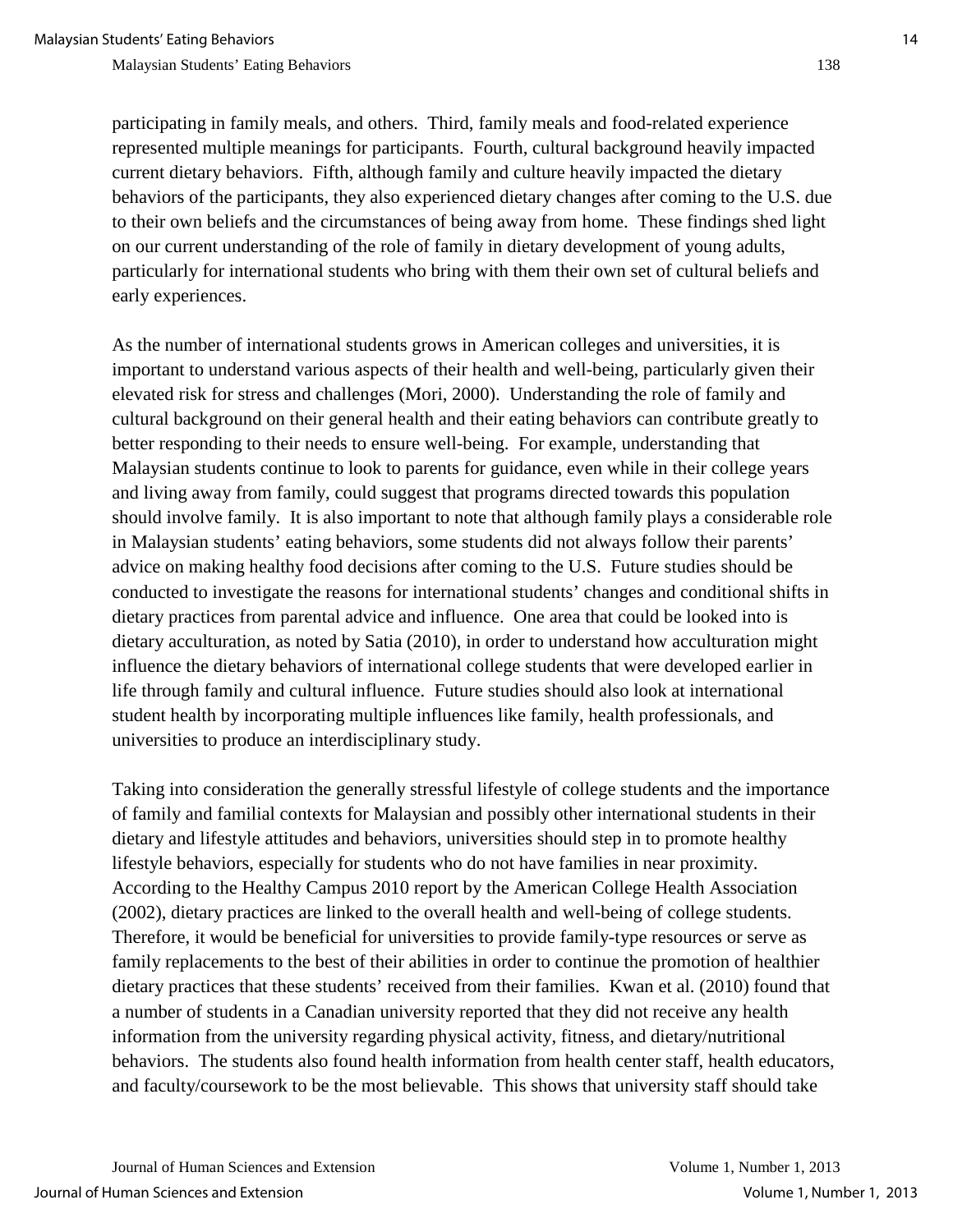participating in family meals, and others. Third, family meals and food-related experience represented multiple meanings for participants. Fourth, cultural background heavily impacted current dietary behaviors. Fifth, although family and culture heavily impacted the dietary behaviors of the participants, they also experienced dietary changes after coming to the U.S. due to their own beliefs and the circumstances of being away from home. These findings shed light on our current understanding of the role of family in dietary development of young adults, particularly for international students who bring with them their own set of cultural beliefs and early experiences.

As the number of international students grows in American colleges and universities, it is important to understand various aspects of their health and well-being, particularly given their elevated risk for stress and challenges (Mori, 2000). Understanding the role of family and cultural background on their general health and their eating behaviors can contribute greatly to better responding to their needs to ensure well-being. For example, understanding that Malaysian students continue to look to parents for guidance, even while in their college years and living away from family, could suggest that programs directed towards this population should involve family. It is also important to note that although family plays a considerable role in Malaysian students' eating behaviors, some students did not always follow their parents' advice on making healthy food decisions after coming to the U.S. Future studies should be conducted to investigate the reasons for international students' changes and conditional shifts in dietary practices from parental advice and influence. One area that could be looked into is dietary acculturation, as noted by Satia (2010), in order to understand how acculturation might influence the dietary behaviors of international college students that were developed earlier in life through family and cultural influence. Future studies should also look at international student health by incorporating multiple influences like family, health professionals, and universities to produce an interdisciplinary study.

Taking into consideration the generally stressful lifestyle of college students and the importance of family and familial contexts for Malaysian and possibly other international students in their dietary and lifestyle attitudes and behaviors, universities should step in to promote healthy lifestyle behaviors, especially for students who do not have families in near proximity. According to the Healthy Campus 2010 report by the American College Health Association (2002), dietary practices are linked to the overall health and well-being of college students. Therefore, it would be beneficial for universities to provide family-type resources or serve as family replacements to the best of their abilities in order to continue the promotion of healthier dietary practices that these students' received from their families. Kwan et al. (2010) found that a number of students in a Canadian university reported that they did not receive any health information from the university regarding physical activity, fitness, and dietary/nutritional behaviors. The students also found health information from health center staff, health educators, and faculty/coursework to be the most believable. This shows that university staff should take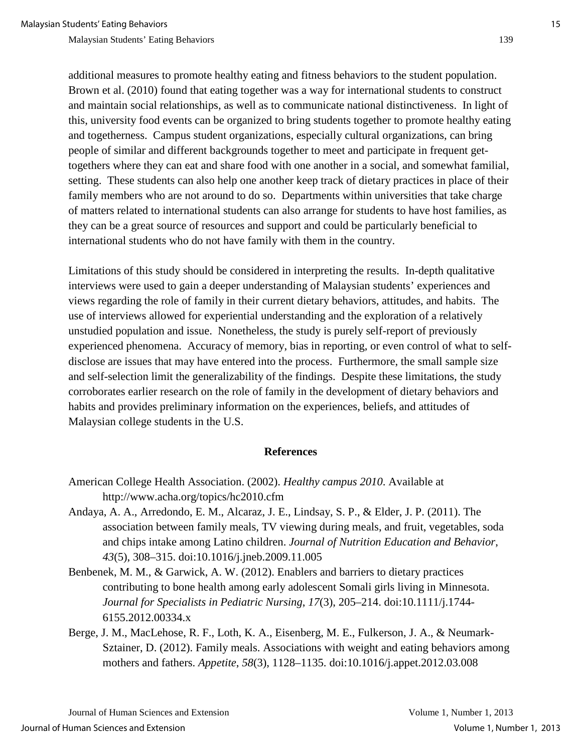additional measures to promote healthy eating and fitness behaviors to the student population. Brown et al. (2010) found that eating together was a way for international students to construct and maintain social relationships, as well as to communicate national distinctiveness. In light of this, university food events can be organized to bring students together to promote healthy eating and togetherness. Campus student organizations, especially cultural organizations, can bring people of similar and different backgrounds together to meet and participate in frequent get-togethers where they can eat and share food with one another in a social, and somewhat familial, setting. These students can also help one another keep track of dietary practices in place of their family members who are not around to do so. Departments within universities that take charge of matters related to international students can also arrange for students to have host families, as they can be a great source of resources and support and could be particularly beneficial to international students who do not have family with them in the country.

Limitations of this study should be considered in interpreting the results. In-depth qualitative interviews were used to gain a deeper understanding of Malaysian students' experiences and views regarding the role of family in their current dietary behaviors, attitudes, and habits. The use of interviews allowed for experiential understanding and the exploration of a relatively unstudied population and issue. Nonetheless, the study is purely self-report of previously experienced phenomena. Accuracy of memory, bias in reporting, or even control of what to self-disclose are issues that may have entered into the process. Furthermore, the small sample size and self-selection limit the generalizability of the findings. Despite these limitations, the study corroborates earlier research on the role of family in the development of dietary behaviors and habits and provides preliminary information on the experiences, beliefs, and attitudes of Malaysian college students in the U.S.

## References

American College Health Association. (2002). *Healthy campus 2010*. Available at http://www.acha.org/topics/hc2010.cfm

Andaya, A. A., Arredondo, E. M., Alcaraz, J. E., Lindsay, S. P., & Elder, J. P. (2011). The association between family meals, TV viewing during meals, and fruit, vegetables, soda and chips intake among Latino children. *Journal of Nutrition Education and Behavior*, *43*(5), 308–315. doi:10.1016/j.jneb.2009.11.005

Benbenek, M. M., & Garwick, A. W. (2012). Enablers and barriers to dietary practices contributing to bone health among early adolescent Somali girls living in Minnesota. *Journal for Specialists in Pediatric Nursing*, *17*(3), 205–214. doi:10.1111/j.1744-6155.2012.00334.x

Berge, J. M., MacLehose, R. F., Loth, K. A., Eisenberg, M. E., Fulkerson, J. A., & Neumark-Sztainer, D. (2012). Family meals. Associations with weight and eating behaviors among mothers and fathers. *Appetite*, *58*(3), 1128–1135. doi:10.1016/j.appet.2012.03.008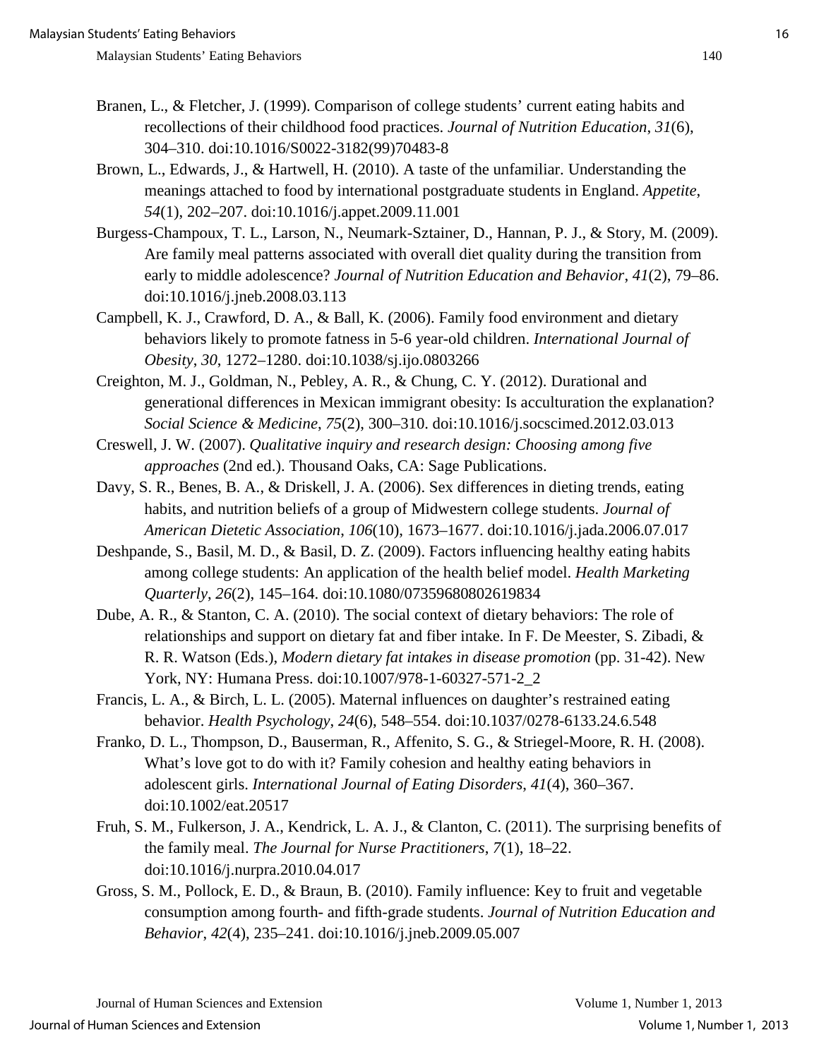Branen, L., & Fletcher, J. (1999). Comparison of college students' current eating habits and recollections of their childhood food practices. *Journal of Nutrition Education*, *31*(6), 304–310. doi:10.1016/S0022-3182(99)70483-8

Brown, L., Edwards, J., & Hartwell, H. (2010). A taste of the unfamiliar. Understanding the meanings attached to food by international postgraduate students in England. *Appetite*, *54*(1), 202–207. doi:10.1016/j.appet.2009.11.001

Burgess-Champoux, T. L., Larson, N., Neumark-Sztainer, D., Hannan, P. J., & Story, M. (2009). Are family meal patterns associated with overall diet quality during the transition from early to middle adolescence? *Journal of Nutrition Education and Behavior*, *41*(2), 79–86. doi:10.1016/j.jneb.2008.03.113

Campbell, K. J., Crawford, D. A., & Ball, K. (2006). Family food environment and dietary behaviors likely to promote fatness in 5-6 year-old children. *International Journal of Obesity*, *30*, 1272–1280. doi:10.1038/sj.ijo.0803266

Creighton, M. J., Goldman, N., Pebley, A. R., & Chung, C. Y. (2012). Durational and generational differences in Mexican immigrant obesity: Is acculturation the explanation? *Social Science & Medicine*, *75*(2), 300–310. doi:10.1016/j.socscimed.2012.03.013

Creswell, J. W. (2007). *Qualitative inquiry and research design: Choosing among five approaches* (2nd ed.). Thousand Oaks, CA: Sage Publications.

Davy, S. R., Benes, B. A., & Driskell, J. A. (2006). Sex differences in dieting trends, eating habits, and nutrition beliefs of a group of Midwestern college students. *Journal of American Dietetic Association*, *106*(10), 1673–1677. doi:10.1016/j.jada.2006.07.017

Deshpande, S., Basil, M. D., & Basil, D. Z. (2009). Factors influencing healthy eating habits among college students: An application of the health belief model. *Health Marketing Quarterly*, *26*(2), 145–164. doi:10.1080/07359680802619834

Dube, A. R., & Stanton, C. A. (2010). The social context of dietary behaviors: The role of relationships and support on dietary fat and fiber intake. In F. De Meester, S. Zibadi, & R. R. Watson (Eds.), *Modern dietary fat intakes in disease promotion* (pp. 31-42). New York, NY: Humana Press. doi:10.1007/978-1-60327-571-2_2

Francis, L. A., & Birch, L. L. (2005). Maternal influences on daughter's restrained eating behavior. *Health Psychology*, *24*(6), 548–554. doi:10.1037/0278-6133.24.6.548

Franko, D. L., Thompson, D., Bauserman, R., Affenito, S. G., & Striegel-Moore, R. H. (2008). What's love got to do with it? Family cohesion and healthy eating behaviors in adolescent girls. *International Journal of Eating Disorders*, *41*(4), 360–367. doi:10.1002/eat.20517

Fruh, S. M., Fulkerson, J. A., Kendrick, L. A. J., & Clanton, C. (2011). The surprising benefits of the family meal. *The Journal for Nurse Practitioners*, *7*(1), 18–22. doi:10.1016/j.nurpra.2010.04.017

Gross, S. M., Pollock, E. D., & Braun, B. (2010). Family influence: Key to fruit and vegetable consumption among fourth- and fifth-grade students. *Journal of Nutrition Education and Behavior*, *42*(4), 235–241. doi:10.1016/j.jneb.2009.05.007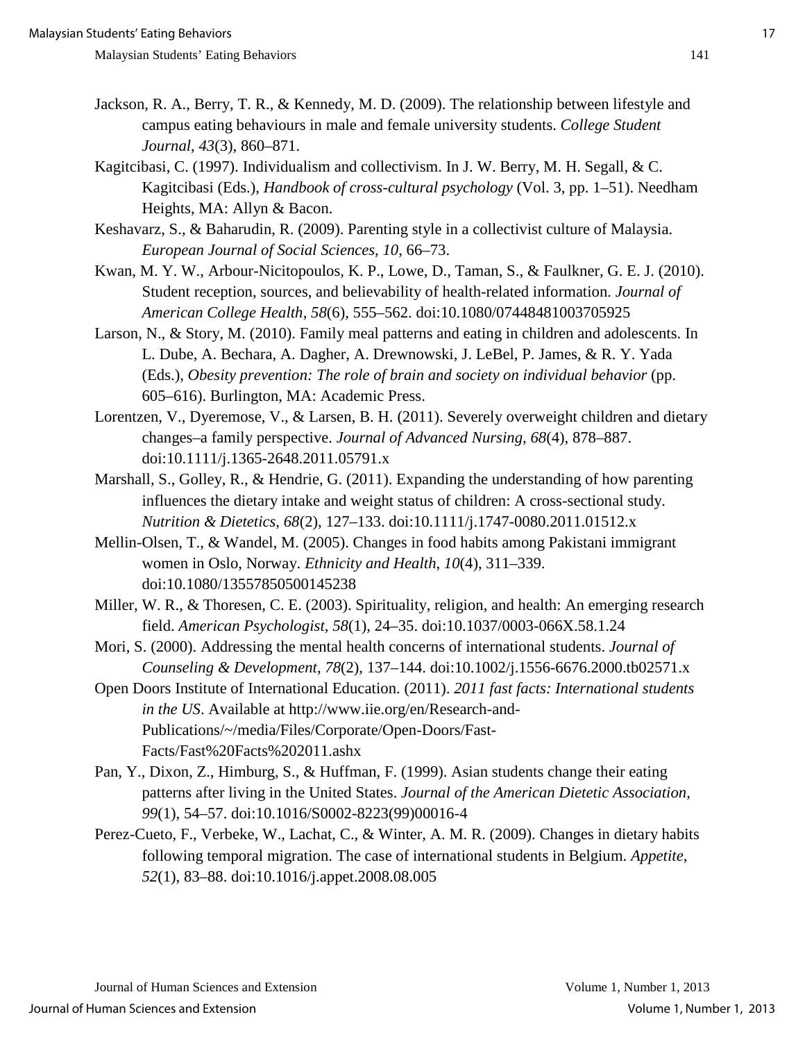Jackson, R. A., Berry, T. R., & Kennedy, M. D. (2009). The relationship between lifestyle and campus eating behaviours in male and female university students. *College Student Journal*, *43*(3), 860–871.

Kagitcibasi, C. (1997). Individualism and collectivism. In J. W. Berry, M. H. Segall, & C. Kagitcibasi (Eds.), *Handbook of cross-cultural psychology* (Vol. 3, pp. 1–51). Needham Heights, MA: Allyn & Bacon.

Keshavarz, S., & Baharudin, R. (2009). Parenting style in a collectivist culture of Malaysia. *European Journal of Social Sciences*, *10*, 66–73.

Kwan, M. Y. W., Arbour-Nicitopoulos, K. P., Lowe, D., Taman, S., & Faulkner, G. E. J. (2010). Student reception, sources, and believability of health-related information. *Journal of American College Health*, *58*(6), 555–562. doi:10.1080/07448481003705925

Larson, N., & Story, M. (2010). Family meal patterns and eating in children and adolescents. In L. Dube, A. Bechara, A. Dagher, A. Drewnowski, J. LeBel, P. James, & R. Y. Yada (Eds.), *Obesity prevention: The role of brain and society on individual behavior* (pp. 605–616). Burlington, MA: Academic Press.

Lorentzen, V., Dyeremose, V., & Larsen, B. H. (2011). Severely overweight children and dietary changes–a family perspective. *Journal of Advanced Nursing*, *68*(4), 878–887. doi:10.1111/j.1365-2648.2011.05791.x

Marshall, S., Golley, R., & Hendrie, G. (2011). Expanding the understanding of how parenting influences the dietary intake and weight status of children: A cross-sectional study. *Nutrition & Dietetics*, *68*(2), 127–133. doi:10.1111/j.1747-0080.2011.01512.x

Mellin-Olsen, T., & Wandel, M. (2005). Changes in food habits among Pakistani immigrant women in Oslo, Norway. *Ethnicity and Health*, *10*(4), 311–339. doi:10.1080/13557850500145238

Miller, W. R., & Thoresen, C. E. (2003). Spirituality, religion, and health: An emerging research field. *American Psychologist*, *58*(1), 24–35. doi:10.1037/0003-066X.58.1.24

Mori, S. (2000). Addressing the mental health concerns of international students. *Journal of Counseling & Development*, *78*(2), 137–144. doi:10.1002/j.1556-6676.2000.tb02571.x

Open Doors Institute of International Education. (2011). *2011 fast facts: International students in the US*. Available at http://www.iie.org/en/Research-and-Publications/~/media/Files/Corporate/Open-Doors/Fast-Facts/Fast%20Facts%202011.ashx

Pan, Y., Dixon, Z., Himburg, S., & Huffman, F. (1999). Asian students change their eating patterns after living in the United States. *Journal of the American Dietetic Association*, *99*(1), 54–57. doi:10.1016/S0002-8223(99)00016-4

Perez-Cueto, F., Verbeke, W., Lachat, C., & Winter, A. M. R. (2009). Changes in dietary habits following temporal migration. The case of international students in Belgium. *Appetite*, *52*(1), 83–88. doi:10.1016/j.appet.2008.08.005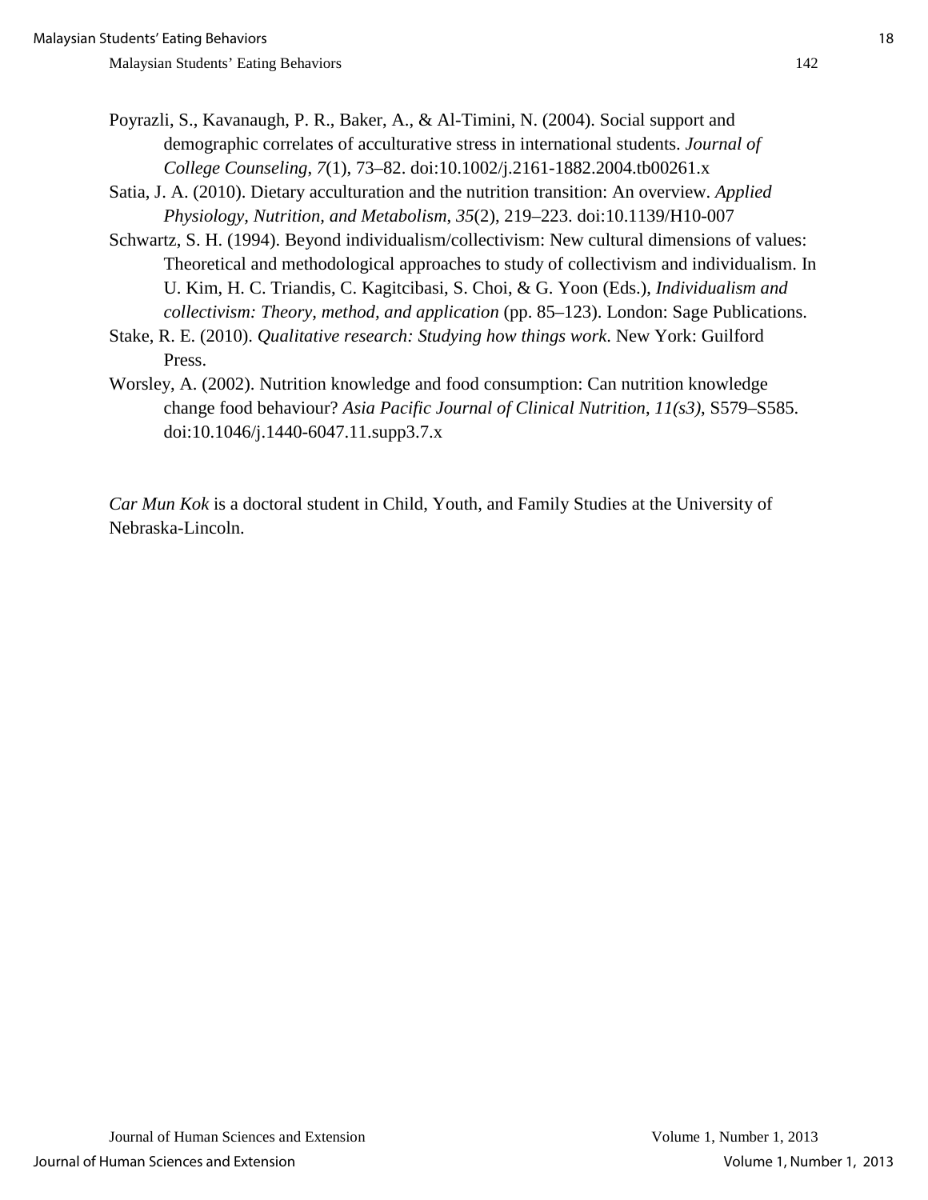Poyrazli, S., Kavanaugh, P. R., Baker, A., & Al-Timini, N. (2004). Social support and demographic correlates of acculturative stress in international students. *Journal of College Counseling*, *7*(1), 73–82. doi:10.1002/j.2161-1882.2004.tb00261.x

Satia, J. A. (2010). Dietary acculturation and the nutrition transition: An overview. *Applied Physiology, Nutrition, and Metabolism*, *35*(2), 219–223. doi:10.1139/H10-007

Schwartz, S. H. (1994). Beyond individualism/collectivism: New cultural dimensions of values: Theoretical and methodological approaches to study of collectivism and individualism. In U. Kim, H. C. Triandis, C. Kagitcibasi, S. Choi, & G. Yoon (Eds.), *Individualism and collectivism: Theory, method, and application* (pp. 85–123). London: Sage Publications.

Stake, R. E. (2010). *Qualitative research: Studying how things work*. New York: Guilford Press.

Worsley, A. (2002). Nutrition knowledge and food consumption: Can nutrition knowledge change food behaviour? *Asia Pacific Journal of Clinical Nutrition*, *11(s3)*, S579–S585. doi:10.1046/j.1440-6047.11.supp3.7.x

*Car Mun Kok* is a doctoral student in Child, Youth, and Family Studies at the University of Nebraska-Lincoln.